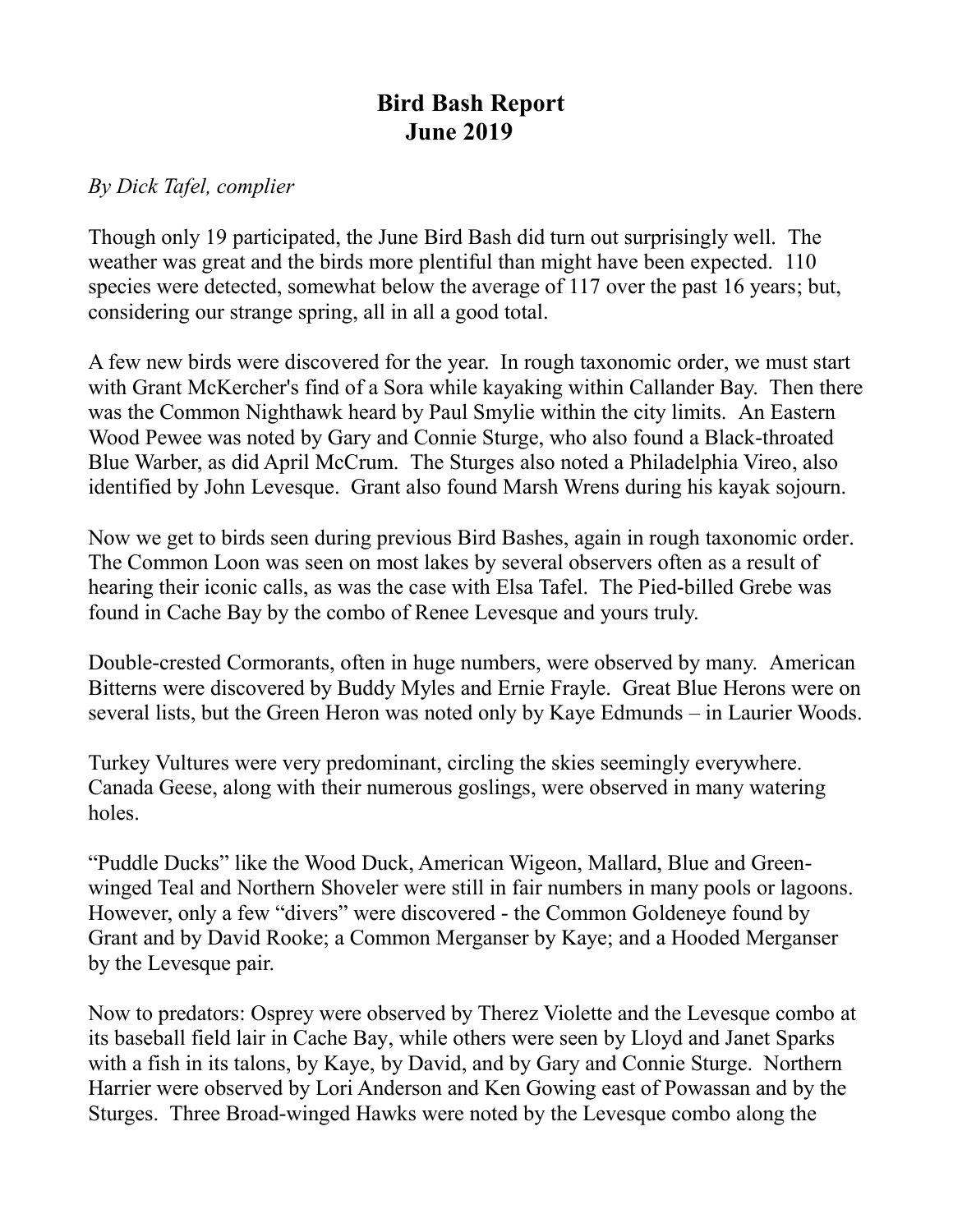# Bird Bash Report
## June 2019

*By Dick Tafel, complier*

Though only 19 participated, the June Bird Bash did turn out surprisingly well. The weather was great and the birds more plentiful than might have been expected. 110 species were detected, somewhat below the average of 117 over the past 16 years; but, considering our strange spring, all in all a good total.

A few new birds were discovered for the year. In rough taxonomic order, we must start with Grant McKercher's find of a Sora while kayaking within Callander Bay. Then there was the Common Nighthawk heard by Paul Smylie within the city limits. An Eastern Wood Pewee was noted by Gary and Connie Sturge, who also found a Black-throated Blue Warber, as did April McCrum. The Sturges also noted a Philadelphia Vireo, also identified by John Levesque. Grant also found Marsh Wrens during his kayak sojourn.

Now we get to birds seen during previous Bird Bashes, again in rough taxonomic order. The Common Loon was seen on most lakes by several observers often as a result of hearing their iconic calls, as was the case with Elsa Tafel. The Pied-billed Grebe was found in Cache Bay by the combo of Renee Levesque and yours truly.

Double-crested Cormorants, often in huge numbers, were observed by many. American Bitterns were discovered by Buddy Myles and Ernie Frayle. Great Blue Herons were on several lists, but the Green Heron was noted only by Kaye Edmunds – in Laurier Woods.

Turkey Vultures were very predominant, circling the skies seemingly everywhere. Canada Geese, along with their numerous goslings, were observed in many watering holes.

"Puddle Ducks" like the Wood Duck, American Wigeon, Mallard, Blue and Green-winged Teal and Northern Shoveler were still in fair numbers in many pools or lagoons. However, only a few "divers" were discovered - the Common Goldeneye found by Grant and by David Rooke; a Common Merganser by Kaye; and a Hooded Merganser by the Levesque pair.

Now to predators: Osprey were observed by Therez Violette and the Levesque combo at its baseball field lair in Cache Bay, while others were seen by Lloyd and Janet Sparks with a fish in its talons, by Kaye, by David, and by Gary and Connie Sturge. Northern Harrier were observed by Lori Anderson and Ken Gowing east of Powassan and by the Sturges. Three Broad-winged Hawks were noted by the Levesque combo along the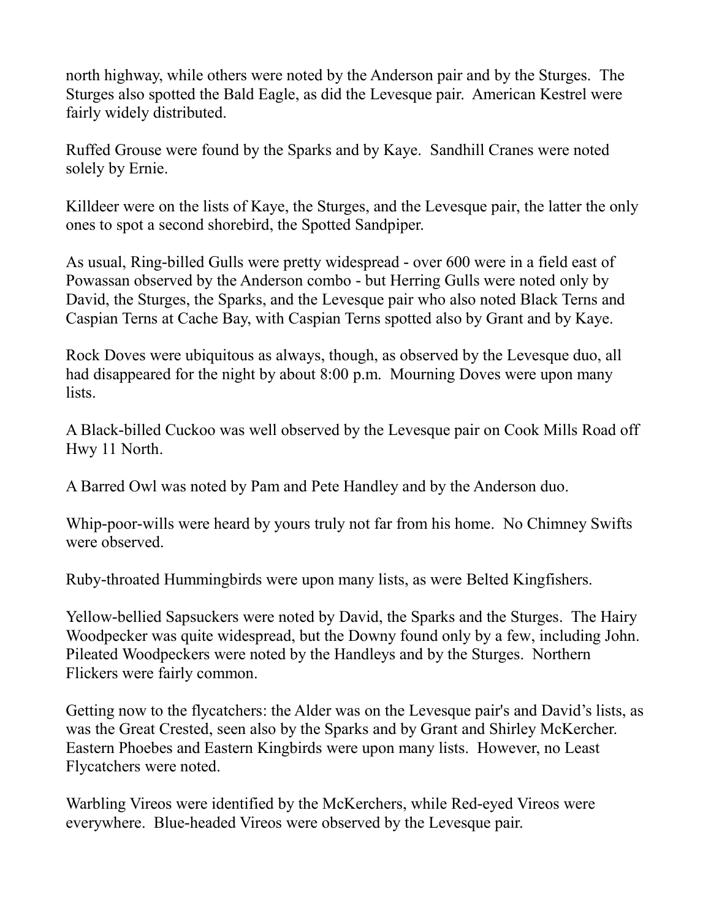north highway, while others were noted by the Anderson pair and by the Sturges. The Sturges also spotted the Bald Eagle, as did the Levesque pair. American Kestrel were fairly widely distributed.

Ruffed Grouse were found by the Sparks and by Kaye. Sandhill Cranes were noted solely by Ernie.

Killdeer were on the lists of Kaye, the Sturges, and the Levesque pair, the latter the only ones to spot a second shorebird, the Spotted Sandpiper.

As usual, Ring-billed Gulls were pretty widespread - over 600 were in a field east of Powassan observed by the Anderson combo - but Herring Gulls were noted only by David, the Sturges, the Sparks, and the Levesque pair who also noted Black Terns and Caspian Terns at Cache Bay, with Caspian Terns spotted also by Grant and by Kaye.

Rock Doves were ubiquitous as always, though, as observed by the Levesque duo, all had disappeared for the night by about 8:00 p.m. Mourning Doves were upon many lists.

A Black-billed Cuckoo was well observed by the Levesque pair on Cook Mills Road off Hwy 11 North.

A Barred Owl was noted by Pam and Pete Handley and by the Anderson duo.

Whip-poor-wills were heard by yours truly not far from his home. No Chimney Swifts were observed.

Ruby-throated Hummingbirds were upon many lists, as were Belted Kingfishers.

Yellow-bellied Sapsuckers were noted by David, the Sparks and the Sturges. The Hairy Woodpecker was quite widespread, but the Downy found only by a few, including John. Pileated Woodpeckers were noted by the Handleys and by the Sturges. Northern Flickers were fairly common.

Getting now to the flycatchers: the Alder was on the Levesque pair's and David's lists, as was the Great Crested, seen also by the Sparks and by Grant and Shirley McKercher. Eastern Phoebes and Eastern Kingbirds were upon many lists. However, no Least Flycatchers were noted.

Warbling Vireos were identified by the McKerchers, while Red-eyed Vireos were everywhere. Blue-headed Vireos were observed by the Levesque pair.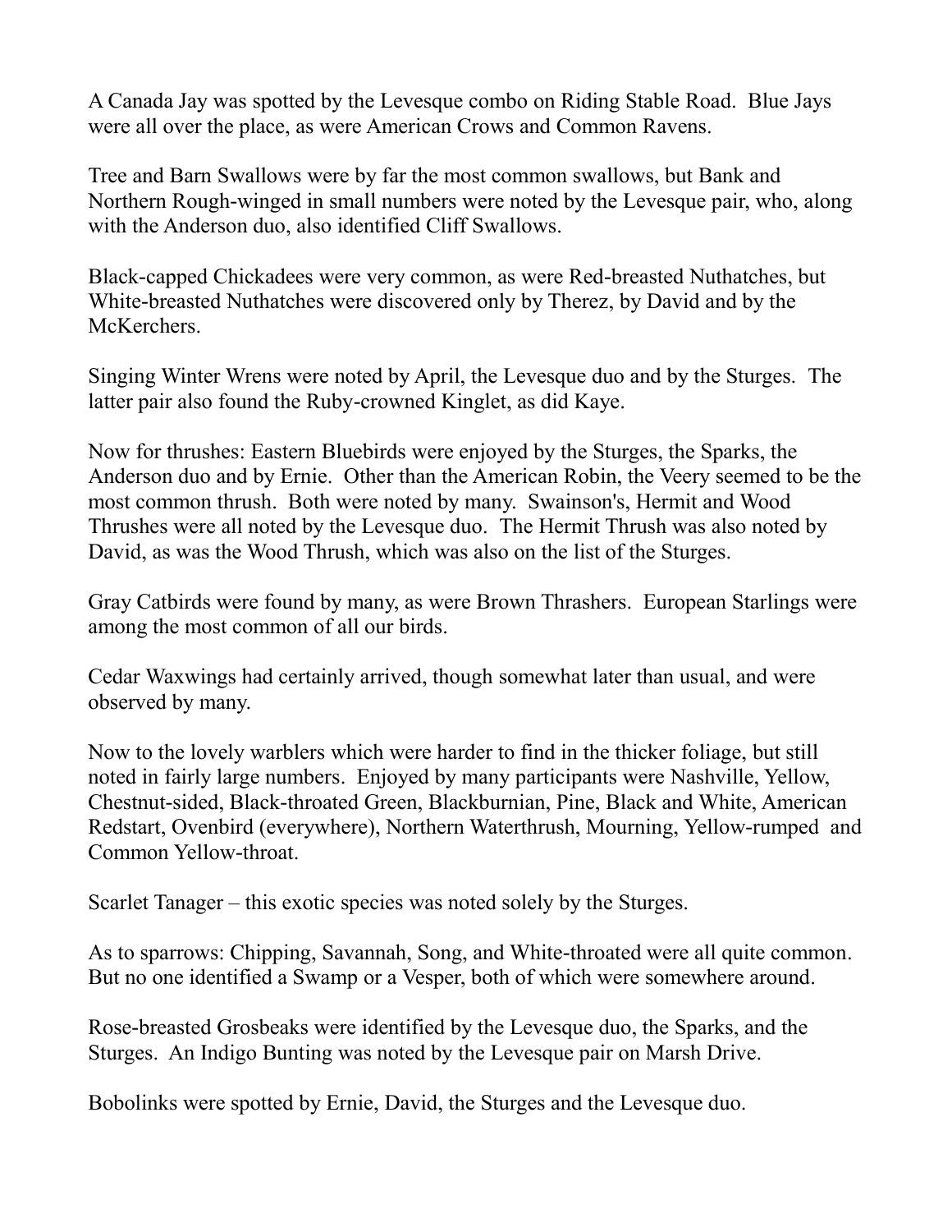A Canada Jay was spotted by the Levesque combo on Riding Stable Road. Blue Jays were all over the place, as were American Crows and Common Ravens.

Tree and Barn Swallows were by far the most common swallows, but Bank and Northern Rough-winged in small numbers were noted by the Levesque pair, who, along with the Anderson duo, also identified Cliff Swallows.

Black-capped Chickadees were very common, as were Red-breasted Nuthatches, but White-breasted Nuthatches were discovered only by Therez, by David and by the McKerchers.

Singing Winter Wrens were noted by April, the Levesque duo and by the Sturges. The latter pair also found the Ruby-crowned Kinglet, as did Kaye.

Now for thrushes: Eastern Bluebirds were enjoyed by the Sturges, the Sparks, the Anderson duo and by Ernie. Other than the American Robin, the Veery seemed to be the most common thrush. Both were noted by many. Swainson's, Hermit and Wood Thrushes were all noted by the Levesque duo. The Hermit Thrush was also noted by David, as was the Wood Thrush, which was also on the list of the Sturges.

Gray Catbirds were found by many, as were Brown Thrashers. European Starlings were among the most common of all our birds.

Cedar Waxwings had certainly arrived, though somewhat later than usual, and were observed by many.

Now to the lovely warblers which were harder to find in the thicker foliage, but still noted in fairly large numbers. Enjoyed by many participants were Nashville, Yellow, Chestnut-sided, Black-throated Green, Blackburnian, Pine, Black and White, American Redstart, Ovenbird (everywhere), Northern Waterthrush, Mourning, Yellow-rumped and Common Yellow-throat.

Scarlet Tanager – this exotic species was noted solely by the Sturges.

As to sparrows: Chipping, Savannah, Song, and White-throated were all quite common. But no one identified a Swamp or a Vesper, both of which were somewhere around.

Rose-breasted Grosbeaks were identified by the Levesque duo, the Sparks, and the Sturges. An Indigo Bunting was noted by the Levesque pair on Marsh Drive.

Bobolinks were spotted by Ernie, David, the Sturges and the Levesque duo.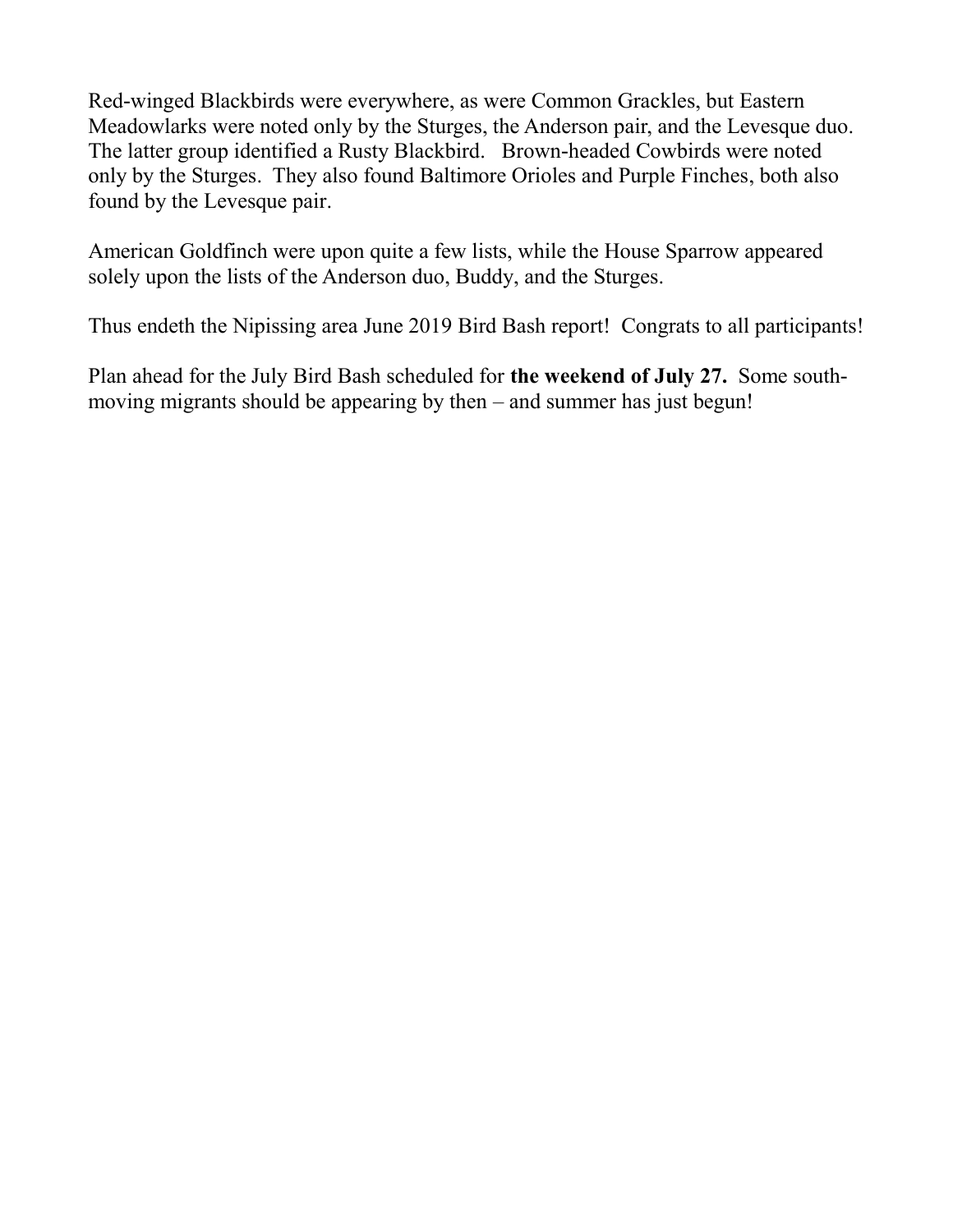Red-winged Blackbirds were everywhere, as were Common Grackles, but Eastern Meadowlarks were noted only by the Sturges, the Anderson pair, and the Levesque duo. The latter group identified a Rusty Blackbird. Brown-headed Cowbirds were noted only by the Sturges. They also found Baltimore Orioles and Purple Finches, both also found by the Levesque pair.

American Goldfinch were upon quite a few lists, while the House Sparrow appeared solely upon the lists of the Anderson duo, Buddy, and the Sturges.

Thus endeth the Nipissing area June 2019 Bird Bash report! Congrats to all participants!

Plan ahead for the July Bird Bash scheduled for **the weekend of July 27.** Some south-moving migrants should be appearing by then – and summer has just begun!